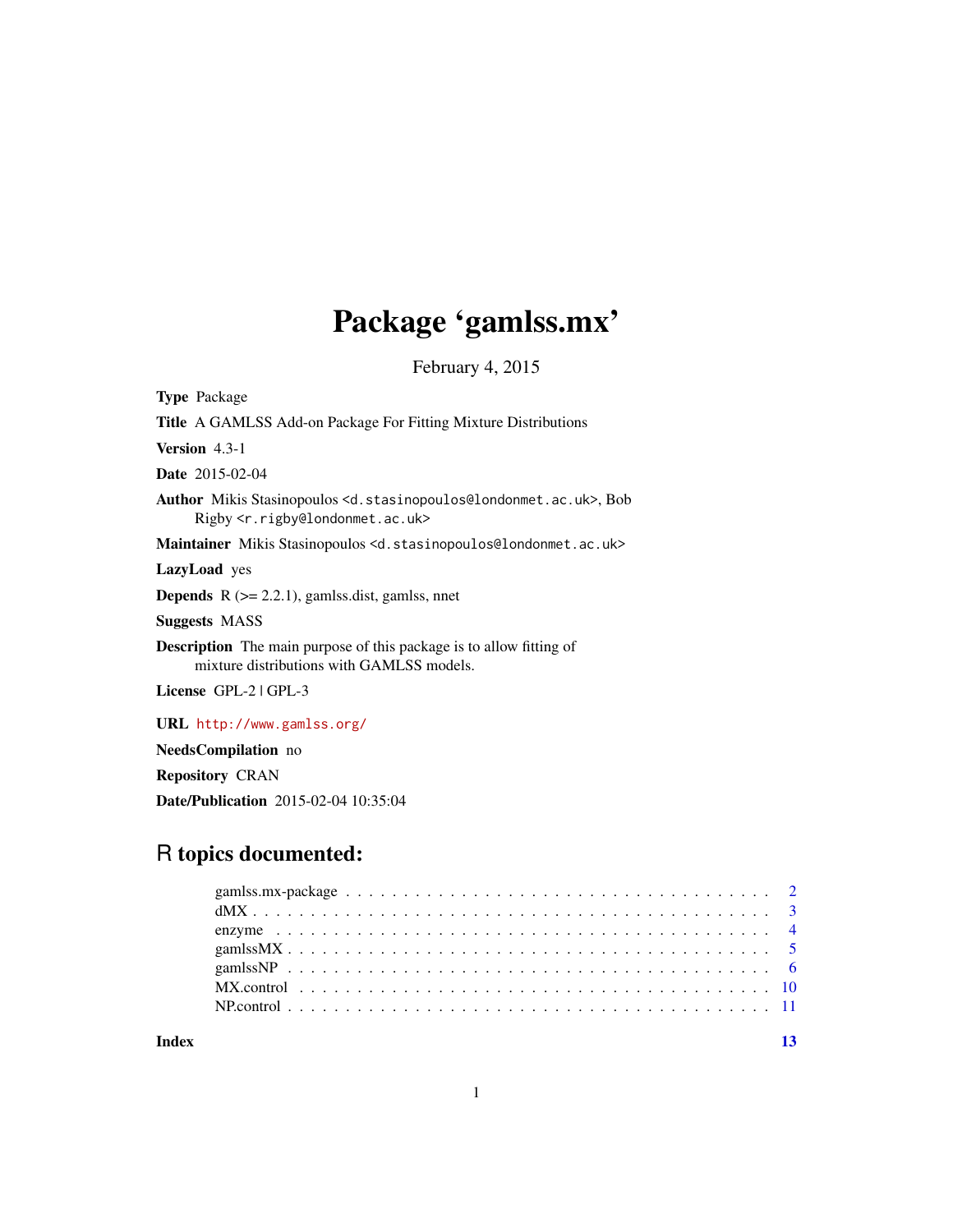# Package 'gamlss.mx'

February 4, 2015

**Type** Package

**Title** A GAMLSS Add-on Package For Fitting Mixture Distributions

**Version** 4.3-1

**Date** 2015-02-04

**Author** Mikis Stasinopoulos <d.stasinopoulos@londonmet.ac.uk>, Bob Rigby <r.rigby@londonmet.ac.uk>

**Maintainer** Mikis Stasinopoulos <d.stasinopoulos@londonmet.ac.uk>

**LazyLoad** yes

**Depends** R (>= 2.2.1), gamlss.dist, gamlss, nnet

**Suggests** MASS

**Description** The main purpose of this package is to allow fitting of mixture distributions with GAMLSS models.

**License** GPL-2 | GPL-3

**URL** http://www.gamlss.org/

**NeedsCompilation** no

**Repository** CRAN

**Date/Publication** 2015-02-04 10:35:04

## R topics documented:

gamlss.mx-package . . . . . . . . . . . . . . . . . . . . . . . . . . . . . . . . . . . 2
dMX . . . . . . . . . . . . . . . . . . . . . . . . . . . . . . . . . . . . . . . . . . 3
enzyme . . . . . . . . . . . . . . . . . . . . . . . . . . . . . . . . . . . . . . . . 4
gamlssMX . . . . . . . . . . . . . . . . . . . . . . . . . . . . . . . . . . . . . . . 5
gamlssNP . . . . . . . . . . . . . . . . . . . . . . . . . . . . . . . . . . . . . . . 6
MX.control . . . . . . . . . . . . . . . . . . . . . . . . . . . . . . . . . . . . . . 10
NP.control . . . . . . . . . . . . . . . . . . . . . . . . . . . . . . . . . . . . . . 11

**Index** **13**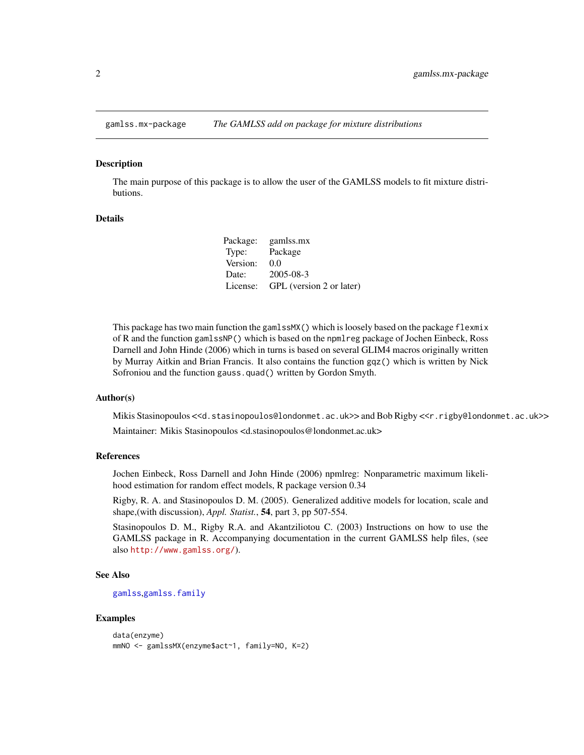# gamlss.mx-package *The GAMLSS add on package for mixture distributions*

## Description

The main purpose of this package is to allow the user of the GAMLSS models to fit mixture distributions.

## Details

| | |
|---|---|
| Package: | gamlss.mx |
| Type: | Package |
| Version: | 0.0 |
| Date: | 2005-08-3 |
| License: | GPL (version 2 or later) |

This package has two main function the `gamlssMX()` which is loosely based on the package `flexmix` of R and the function `gamlssNP()` which is based on the `npmlreg` package of Jochen Einbeck, Ross Darnell and John Hinde (2006) which in turns is based on several GLIM4 macros originally written by Murray Aitkin and Brian Francis. It also contains the function `gqz()` which is written by Nick Sofroniou and the function `gauss.quad()` written by Gordon Smyth.

## Author(s)

Mikis Stasinopoulos <<d.stasinopoulos@londonmet.ac.uk>> and Bob Rigby <<r.rigby@londonmet.ac.uk>>

Maintainer: Mikis Stasinopoulos <d.stasinopoulos@londonmet.ac.uk>

## References

Jochen Einbeck, Ross Darnell and John Hinde (2006) npmlreg: Nonparametric maximum likelihood estimation for random effect models, R package version 0.34

Rigby, R. A. and Stasinopoulos D. M. (2005). Generalized additive models for location, scale and shape,(with discussion), *Appl. Statist.*, **54**, part 3, pp 507-554.

Stasinopoulos D. M., Rigby R.A. and Akantziliotou C. (2003) Instructions on how to use the GAMLSS package in R. Accompanying documentation in the current GAMLSS help files, (see also http://www.gamlss.org/).

## See Also

gamlss,gamlss.family

## Examples

```
data(enzyme)
mmNO <- gamlssMX(enzyme$act~1, family=NO, K=2)
```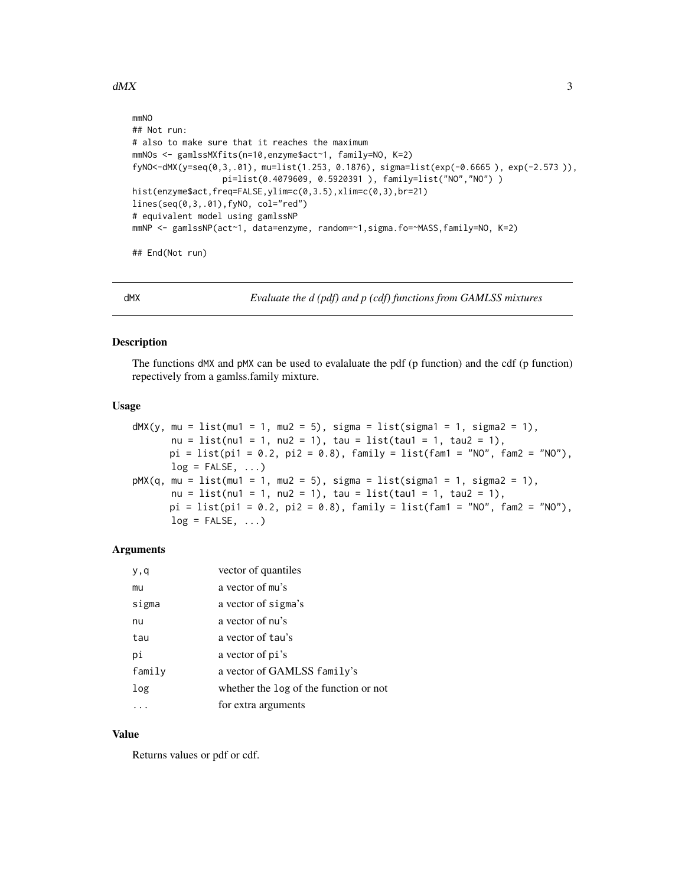```
mmNO
## Not run:
# also to make sure that it reaches the maximum
mmNOs <- gamlssMXfits(n=10,enzyme$act~1, family=NO, K=2)
fyNO<-dMX(y=seq(0,3,.01), mu=list(1.253, 0.1876), sigma=list(exp(-0.6665 ), exp(-2.573 )),
                pi=list(0.4079609, 0.5920391 ), family=list("NO","NO") )
hist(enzyme$act,freq=FALSE,ylim=c(0,3.5),xlim=c(0,3),br=21)
lines(seq(0,3,.01),fyNO, col="red")
# equivalent model using gamlssNP
mmNP <- gamlssNP(act~1, data=enzyme, random=~1,sigma.fo=~MASS,family=NO, K=2)

## End(Not run)
```

---

## dMX — *Evaluate the d (pdf) and p (cdf) functions from GAMLSS mixtures*

### Description

The functions dMX and pMX can be used to evalaluate the pdf (p function) and the cdf (p function) repectively from a gamlss.family mixture.

### Usage

```
dMX(y, mu = list(mu1 = 1, mu2 = 5), sigma = list(sigma1 = 1, sigma2 = 1),
       nu = list(nu1 = 1, nu2 = 1), tau = list(tau1 = 1, tau2 = 1),
      pi = list(pi1 = 0.2, pi2 = 0.8), family = list(fam1 = "NO", fam2 = "NO"),
       log = FALSE, ...)
pMX(q, mu = list(mu1 = 1, mu2 = 5), sigma = list(sigma1 = 1, sigma2 = 1),
       nu = list(nu1 = 1, nu2 = 1), tau = list(tau1 = 1, tau2 = 1),
      pi = list(pi1 = 0.2, pi2 = 0.8), family = list(fam1 = "NO", fam2 = "NO"),
       log = FALSE, ...)
```

### Arguments

| | |
|---|---|
| y,q | vector of quantiles |
| mu | a vector of mu's |
| sigma | a vector of sigma's |
| nu | a vector of nu's |
| tau | a vector of tau's |
| pi | a vector of pi's |
| family | a vector of GAMLSS family's |
| log | whether the log of the function or not |
| ... | for extra arguments |

### Value

Returns values or pdf or cdf.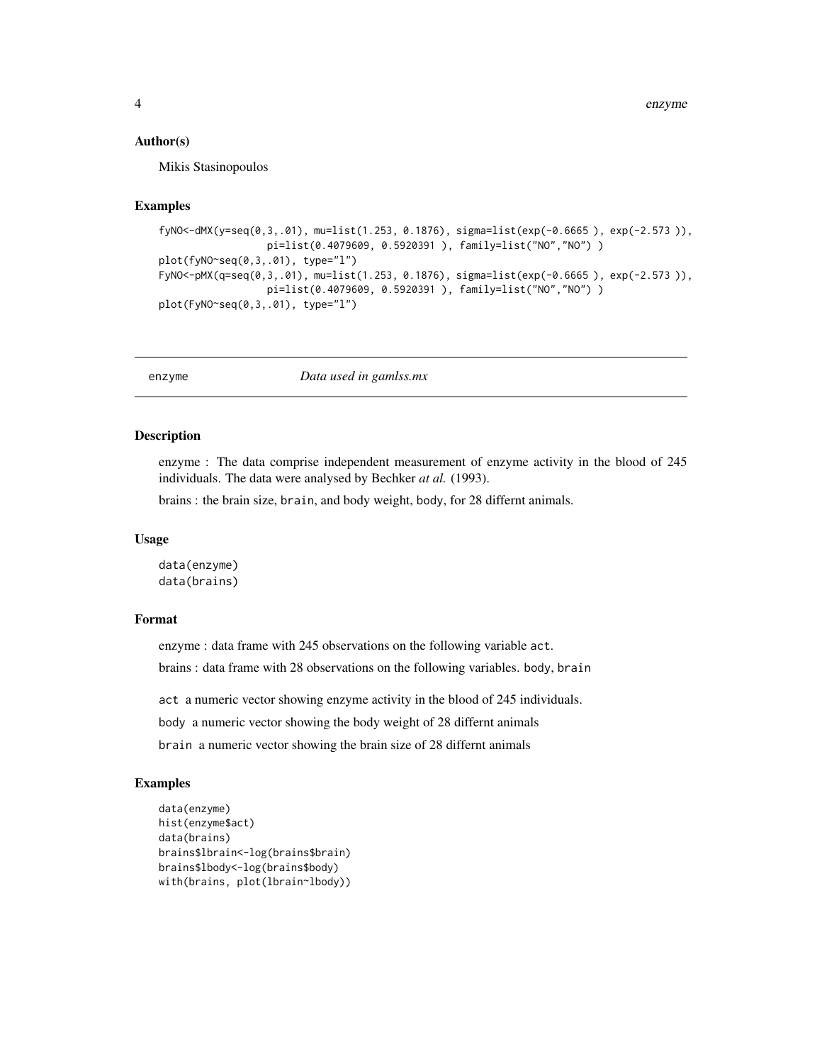### Author(s)

Mikis Stasinopoulos

### Examples

```
fyNO<-dMX(y=seq(0,3,.01), mu=list(1.253, 0.1876), sigma=list(exp(-0.6665 ), exp(-2.573 )),
                 pi=list(0.4079609, 0.5920391 ), family=list("NO","NO") )
plot(fyNO~seq(0,3,.01), type="l")
FyNO<-pMX(q=seq(0,3,.01), mu=list(1.253, 0.1876), sigma=list(exp(-0.6665 ), exp(-2.573 )),
                 pi=list(0.4079609, 0.5920391 ), family=list("NO","NO") )
plot(FyNO~seq(0,3,.01), type="l")
```

---

## enzyme    *Data used in gamlss.mx*

---

### Description

enzyme : The data comprise independent measurement of enzyme activity in the blood of 245 individuals. The data were analysed by Bechker *at al.* (1993).

brains : the brain size, `brain`, and body weight, `body`, for 28 differnt animals.

### Usage

```
data(enzyme)
data(brains)
```

### Format

enzyme : data frame with 245 observations on the following variable `act`.

brains : data frame with 28 observations on the following variables. `body`, `brain`

`act` a numeric vector showing enzyme activity in the blood of 245 individuals.

`body` a numeric vector showing the body weight of 28 differnt animals

`brain` a numeric vector showing the brain size of 28 differnt animals

### Examples

```
data(enzyme)
hist(enzyme$act)
data(brains)
brains$lbrain<-log(brains$brain)
brains$lbody<-log(brains$body)
with(brains, plot(lbrain~lbody))
```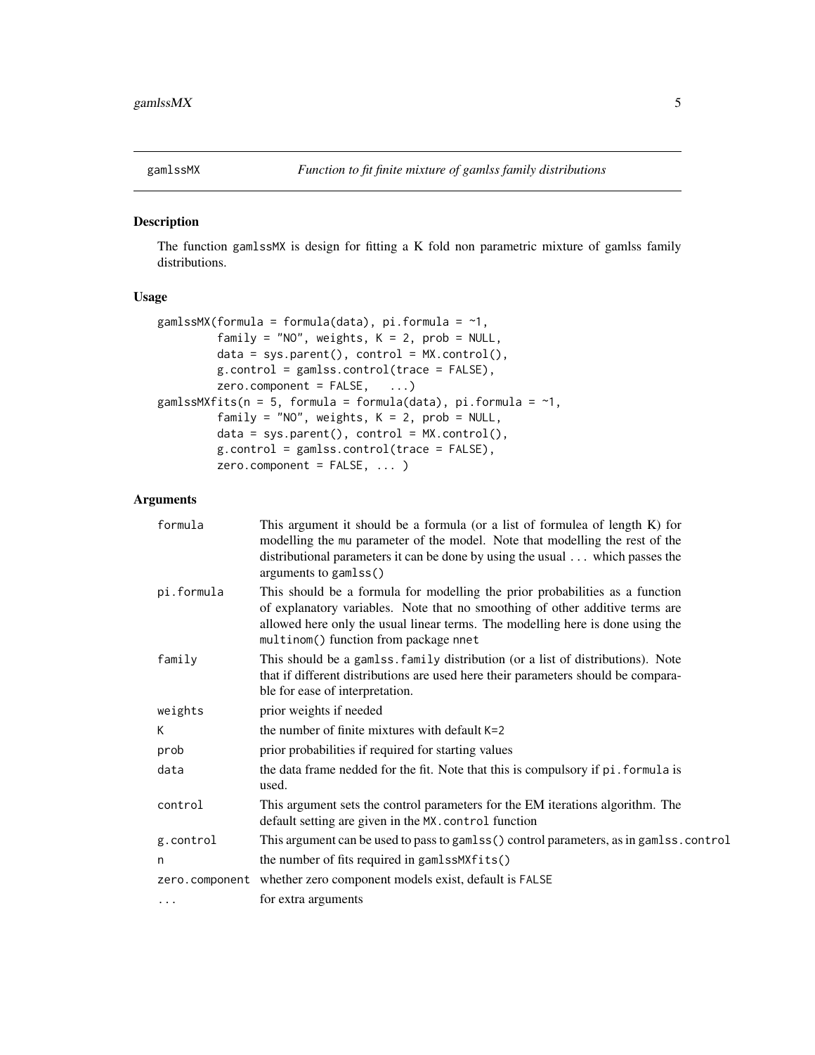gamlssMX *Function to fit finite mixture of gamlss family distributions*

## Description

The function gamlssMX is design for fitting a K fold non parametric mixture of gamlss family distributions.

## Usage

```
gamlssMX(formula = formula(data), pi.formula = ~1,
         family = "NO", weights, K = 2, prob = NULL,
         data = sys.parent(), control = MX.control(),
         g.control = gamlss.control(trace = FALSE),
         zero.component = FALSE,   ...)
gamlssMXfits(n = 5, formula = formula(data), pi.formula = ~1,
         family = "NO", weights, K = 2, prob = NULL,
         data = sys.parent(), control = MX.control(),
         g.control = gamlss.control(trace = FALSE),
         zero.component = FALSE, ... )
```

## Arguments

| | |
|---|---|
| formula | This argument it should be a formula (or a list of formulea of length K) for modelling the mu parameter of the model. Note that modelling the rest of the distributional parameters it can be done by using the usual ... which passes the arguments to gamlss() |
| pi.formula | This should be a formula for modelling the prior probabilities as a function of explanatory variables. Note that no smoothing of other additive terms are allowed here only the usual linear terms. The modelling here is done using the multinom() function from package nnet |
| family | This should be a gamlss.family distribution (or a list of distributions). Note that if different distributions are used here their parameters should be comparable for ease of interpretation. |
| weights | prior weights if needed |
| K | the number of finite mixtures with default K=2 |
| prob | prior probabilities if required for starting values |
| data | the data frame nedded for the fit. Note that this is compulsory if pi.formula is used. |
| control | This argument sets the control parameters for the EM iterations algorithm. The default setting are given in the MX.control function |
| g.control | This argument can be used to pass to gamlss() control parameters, as in gamlss.control |
| n | the number of fits required in gamlssMXfits() |
| zero.component | whether zero component models exist, default is FALSE |
| ... | for extra arguments |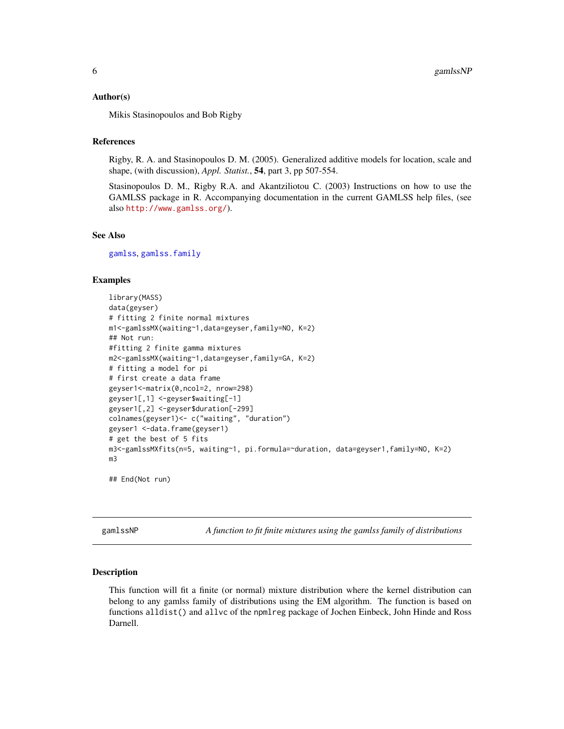### Author(s)

Mikis Stasinopoulos and Bob Rigby

### References

Rigby, R. A. and Stasinopoulos D. M. (2005). Generalized additive models for location, scale and shape, (with discussion), *Appl. Statist.*, **54**, part 3, pp 507-554.

Stasinopoulos D. M., Rigby R.A. and Akantziliotou C. (2003) Instructions on how to use the GAMLSS package in R. Accompanying documentation in the current GAMLSS help files, (see also http://www.gamlss.org/).

### See Also

gamlss, gamlss.family

### Examples

```
library(MASS)
data(geyser)
# fitting 2 finite normal mixtures
m1<-gamlssMX(waiting~1,data=geyser,family=NO, K=2)
## Not run:
#fitting 2 finite gamma mixtures
m2<-gamlssMX(waiting~1,data=geyser,family=GA, K=2)
# fitting a model for pi
# first create a data frame
geyser1<-matrix(0,ncol=2, nrow=298)
geyser1[,1] <-geyser$waiting[-1]
geyser1[,2] <-geyser$duration[-299]
colnames(geyser1)<- c("waiting", "duration")
geyser1 <-data.frame(geyser1)
# get the best of 5 fits
m3<-gamlssMXfits(n=5, waiting~1, pi.formula=~duration, data=geyser1,family=NO, K=2)
m3

## End(Not run)
```

---

## gamlssNP — *A function to fit finite mixtures using the gamlss family of distributions*

### Description

This function will fit a finite (or normal) mixture distribution where the kernel distribution can belong to any gamlss family of distributions using the EM algorithm. The function is based on functions `alldist()` and `allvc` of the `npmlreg` package of Jochen Einbeck, John Hinde and Ross Darnell.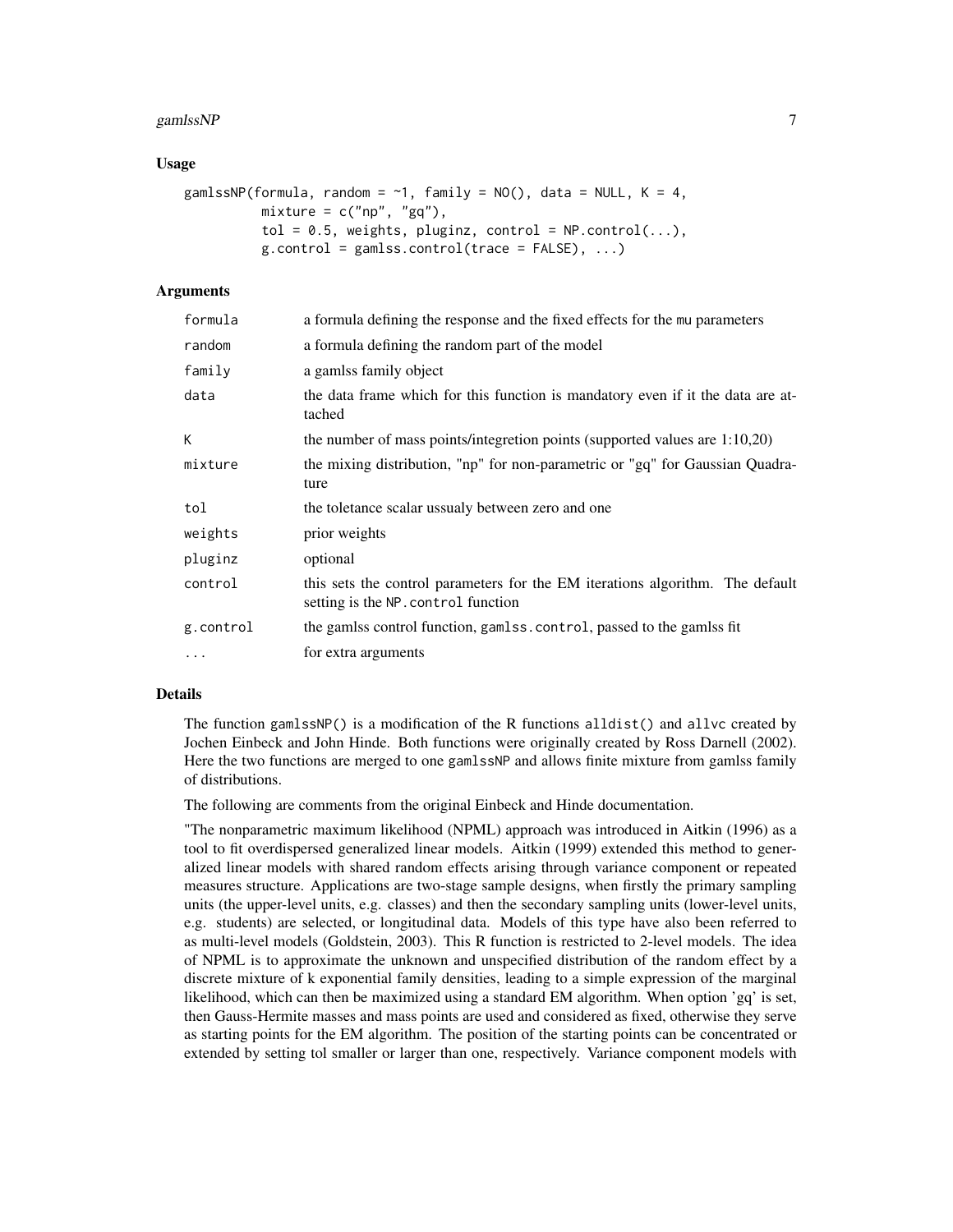### Usage

```
gamlssNP(formula, random = ~1, family = NO(), data = NULL, K = 4,
         mixture = c("np", "gq"),
         tol = 0.5, weights, pluginz, control = NP.control(...),
         g.control = gamlss.control(trace = FALSE), ...)
```

### Arguments

| | |
|---|---|
| formula | a formula defining the response and the fixed effects for the mu parameters |
| random | a formula defining the random part of the model |
| family | a gamlss family object |
| data | the data frame which for this function is mandatory even if it the data are attached |
| K | the number of mass points/integretion points (supported values are 1:10,20) |
| mixture | the mixing distribution, "np" for non-parametric or "gq" for Gaussian Quadrature |
| tol | the toletance scalar ussualy between zero and one |
| weights | prior weights |
| pluginz | optional |
| control | this sets the control parameters for the EM iterations algorithm. The default setting is the `NP.control` function |
| g.control | the gamlss control function, `gamlss.control`, passed to the gamlss fit |
| ... | for extra arguments |

### Details

The function `gamlssNP()` is a modification of the R functions `alldist()` and `allvc` created by Jochen Einbeck and John Hinde. Both functions were originally created by Ross Darnell (2002). Here the two functions are merged to one `gamlssNP` and allows finite mixture from gamlss family of distributions.

The following are comments from the original Einbeck and Hinde documentation.

"The nonparametric maximum likelihood (NPML) approach was introduced in Aitkin (1996) as a tool to fit overdispersed generalized linear models. Aitkin (1999) extended this method to generalized linear models with shared random effects arising through variance component or repeated measures structure. Applications are two-stage sample designs, when firstly the primary sampling units (the upper-level units, e.g. classes) and then the secondary sampling units (lower-level units, e.g. students) are selected, or longitudinal data. Models of this type have also been referred to as multi-level models (Goldstein, 2003). This R function is restricted to 2-level models. The idea of NPML is to approximate the unknown and unspecified distribution of the random effect by a discrete mixture of k exponential family densities, leading to a simple expression of the marginal likelihood, which can then be maximized using a standard EM algorithm. When option 'gq' is set, then Gauss-Hermite masses and mass points are used and considered as fixed, otherwise they serve as starting points for the EM algorithm. The position of the starting points can be concentrated or extended by setting tol smaller or larger than one, respectively. Variance component models with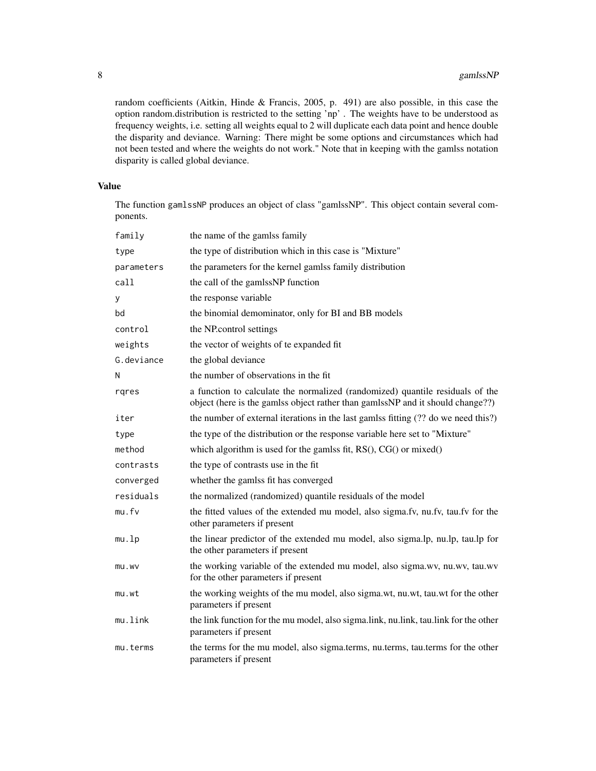random coefficients (Aitkin, Hinde & Francis, 2005, p. 491) are also possible, in this case the option random.distribution is restricted to the setting 'np' . The weights have to be understood as frequency weights, i.e. setting all weights equal to 2 will duplicate each data point and hence double the disparity and deviance. Warning: There might be some options and circumstances which had not been tested and where the weights do not work." Note that in keeping with the gamlss notation disparity is called global deviance.

### Value

The function `gamlssNP` produces an object of class "gamlssNP". This object contain several components.

| | |
|---|---|
| `family` | the name of the gamlss family |
| `type` | the type of distribution which in this case is "Mixture" |
| `parameters` | the parameters for the kernel gamlss family distribution |
| `call` | the call of the gamlssNP function |
| `y` | the response variable |
| `bd` | the binomial demominator, only for BI and BB models |
| `control` | the NP.control settings |
| `weights` | the vector of weights of te expanded fit |
| `G.deviance` | the global deviance |
| `N` | the number of observations in the fit |
| `rqres` | a function to calculate the normalized (randomized) quantile residuals of the object (here is the gamlss object rather than gamlssNP and it should change??) |
| `iter` | the number of external iterations in the last gamlss fitting (?? do we need this?) |
| `type` | the type of the distribution or the response variable here set to "Mixture" |
| `method` | which algorithm is used for the gamlss fit, RS(), CG() or mixed() |
| `contrasts` | the type of contrasts use in the fit |
| `converged` | whether the gamlss fit has converged |
| `residuals` | the normalized (randomized) quantile residuals of the model |
| `mu.fv` | the fitted values of the extended mu model, also sigma.fv, nu.fv, tau.fv for the other parameters if present |
| `mu.lp` | the linear predictor of the extended mu model, also sigma.lp, nu.lp, tau.lp for the other parameters if present |
| `mu.wv` | the working variable of the extended mu model, also sigma.wv, nu.wv, tau.wv for the other parameters if present |
| `mu.wt` | the working weights of the mu model, also sigma.wt, nu.wt, tau.wt for the other parameters if present |
| `mu.link` | the link function for the mu model, also sigma.link, nu.link, tau.link for the other parameters if present |
| `mu.terms` | the terms for the mu model, also sigma.terms, nu.terms, tau.terms for the other parameters if present |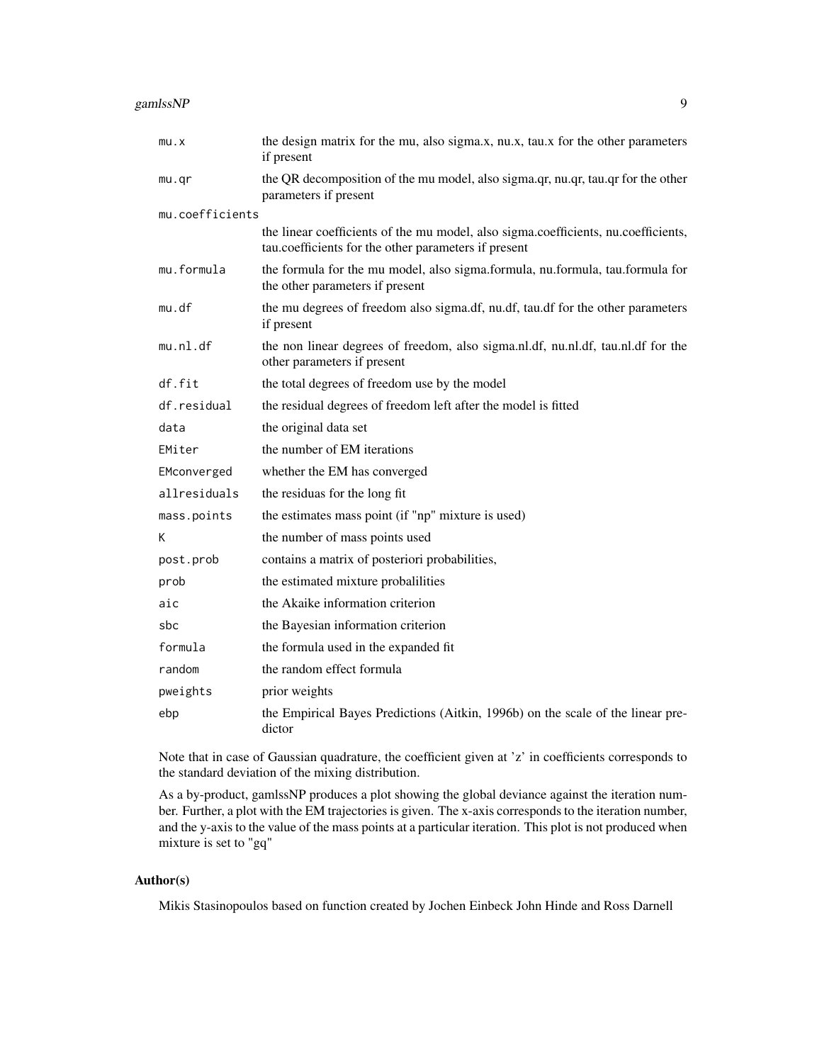| | |
|---|---|
| `mu.x` | the design matrix for the mu, also sigma.x, nu.x, tau.x for the other parameters if present |
| `mu.qr` | the QR decomposition of the mu model, also sigma.qr, nu.qr, tau.qr for the other parameters if present |
| `mu.coefficients` | the linear coefficients of the mu model, also sigma.coefficients, nu.coefficients, tau.coefficients for the other parameters if present |
| `mu.formula` | the formula for the mu model, also sigma.formula, nu.formula, tau.formula for the other parameters if present |
| `mu.df` | the mu degrees of freedom also sigma.df, nu.df, tau.df for the other parameters if present |
| `mu.nl.df` | the non linear degrees of freedom, also sigma.nl.df, nu.nl.df, tau.nl.df for the other parameters if present |
| `df.fit` | the total degrees of freedom use by the model |
| `df.residual` | the residual degrees of freedom left after the model is fitted |
| `data` | the original data set |
| `EMiter` | the number of EM iterations |
| `EMconverged` | whether the EM has converged |
| `allresiduals` | the residuas for the long fit |
| `mass.points` | the estimates mass point (if "np" mixture is used) |
| `K` | the number of mass points used |
| `post.prob` | contains a matrix of posteriori probabilities, |
| `prob` | the estimated mixture probalilities |
| `aic` | the Akaike information criterion |
| `sbc` | the Bayesian information criterion |
| `formula` | the formula used in the expanded fit |
| `random` | the random effect formula |
| `pweights` | prior weights |
| `ebp` | the Empirical Bayes Predictions (Aitkin, 1996b) on the scale of the linear predictor |

Note that in case of Gaussian quadrature, the coefficient given at 'z' in coefficients corresponds to the standard deviation of the mixing distribution.

As a by-product, gamlssNP produces a plot showing the global deviance against the iteration number. Further, a plot with the EM trajectories is given. The x-axis corresponds to the iteration number, and the y-axis to the value of the mass points at a particular iteration. This plot is not produced when mixture is set to "gq"

## Author(s)

Mikis Stasinopoulos based on function created by Jochen Einbeck John Hinde and Ross Darnell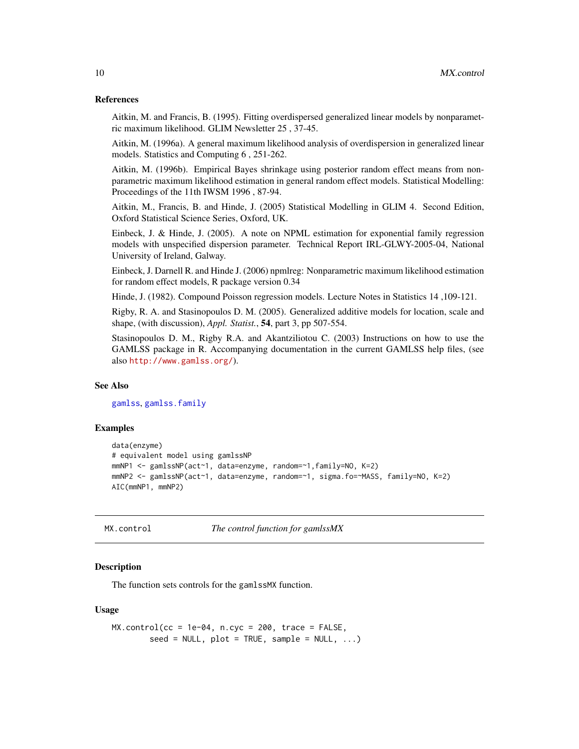### References

Aitkin, M. and Francis, B. (1995). Fitting overdispersed generalized linear models by nonparametric maximum likelihood. GLIM Newsletter 25 , 37-45.

Aitkin, M. (1996a). A general maximum likelihood analysis of overdispersion in generalized linear models. Statistics and Computing 6 , 251-262.

Aitkin, M. (1996b). Empirical Bayes shrinkage using posterior random effect means from nonparametric maximum likelihood estimation in general random effect models. Statistical Modelling: Proceedings of the 11th IWSM 1996 , 87-94.

Aitkin, M., Francis, B. and Hinde, J. (2005) Statistical Modelling in GLIM 4. Second Edition, Oxford Statistical Science Series, Oxford, UK.

Einbeck, J. & Hinde, J. (2005). A note on NPML estimation for exponential family regression models with unspecified dispersion parameter. Technical Report IRL-GLWY-2005-04, National University of Ireland, Galway.

Einbeck, J. Darnell R. and Hinde J. (2006) npmlreg: Nonparametric maximum likelihood estimation for random effect models, R package version 0.34

Hinde, J. (1982). Compound Poisson regression models. Lecture Notes in Statistics 14 ,109-121.

Rigby, R. A. and Stasinopoulos D. M. (2005). Generalized additive models for location, scale and shape, (with discussion), *Appl. Statist.*, **54**, part 3, pp 507-554.

Stasinopoulos D. M., Rigby R.A. and Akantziliotou C. (2003) Instructions on how to use the GAMLSS package in R. Accompanying documentation in the current GAMLSS help files, (see also http://www.gamlss.org/).

### See Also

gamlss, gamlss.family

### Examples

```
data(enzyme)
# equivalent model using gamlssNP
mmNP1 <- gamlssNP(act~1, data=enzyme, random=~1,family=NO, K=2)
mmNP2 <- gamlssNP(act~1, data=enzyme, random=~1, sigma.fo=~MASS, family=NO, K=2)
AIC(mmNP1, mmNP2)
```

---

## MX.control — *The control function for gamlssMX*

### Description

The function sets controls for the `gamlssMX` function.

### Usage

```
MX.control(cc = 1e-04, n.cyc = 200, trace = FALSE,
        seed = NULL, plot = TRUE, sample = NULL, ...)
```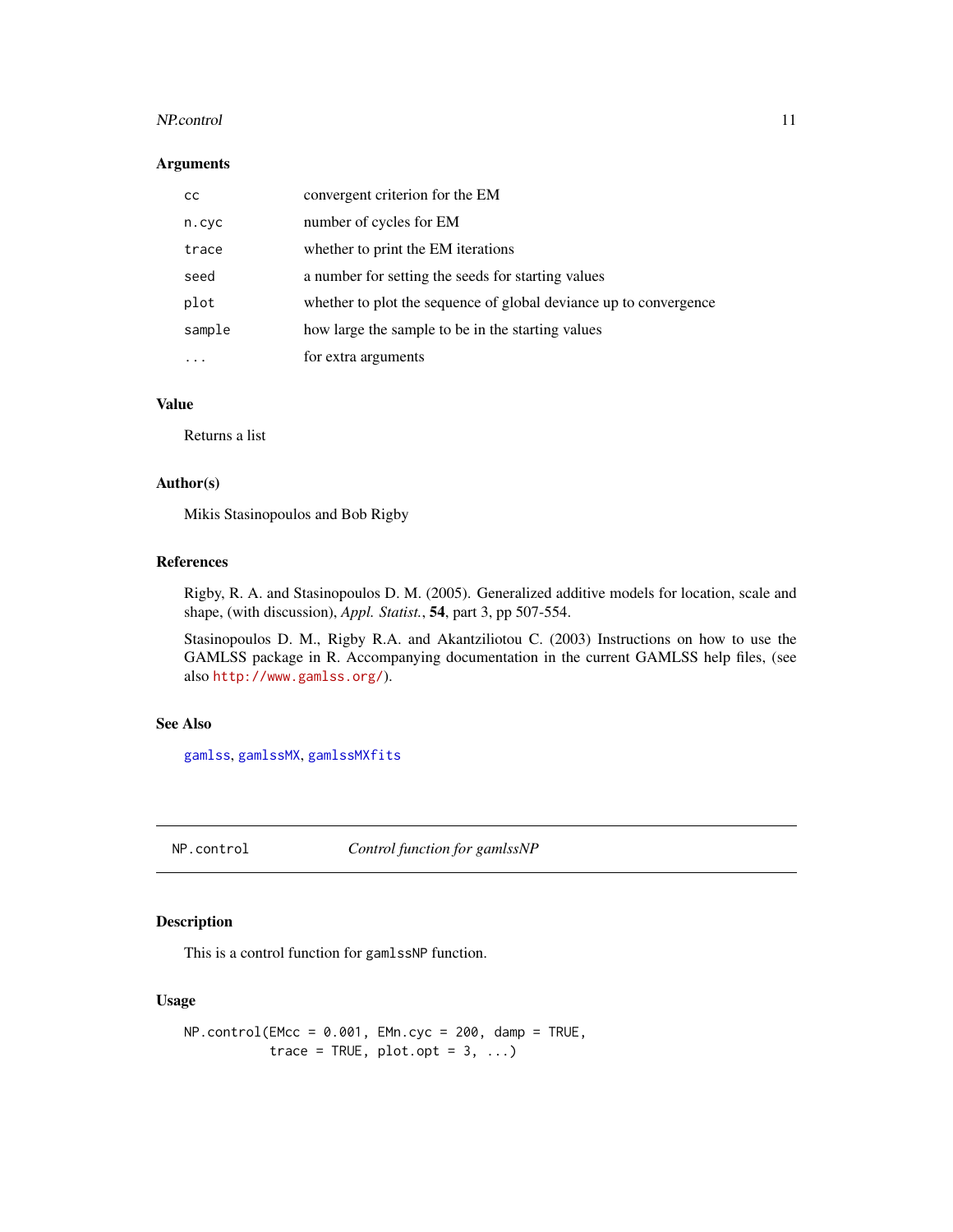### Arguments

| | |
|---|---|
| `cc` | convergent criterion for the EM |
| `n.cyc` | number of cycles for EM |
| `trace` | whether to print the EM iterations |
| `seed` | a number for setting the seeds for starting values |
| `plot` | whether to plot the sequence of global deviance up to convergence |
| `sample` | how large the sample to be in the starting values |
| `...` | for extra arguments |

### Value

Returns a list

### Author(s)

Mikis Stasinopoulos and Bob Rigby

### References

Rigby, R. A. and Stasinopoulos D. M. (2005). Generalized additive models for location, scale and shape, (with discussion), *Appl. Statist.*, **54**, part 3, pp 507-554.

Stasinopoulos D. M., Rigby R.A. and Akantziliotou C. (2003) Instructions on how to use the GAMLSS package in R. Accompanying documentation in the current GAMLSS help files, (see also http://www.gamlss.org/).

### See Also

`gamlss`, `gamlssMX`, `gamlssMXfits`

---

## NP.control — *Control function for gamlssNP*

### Description

This is a control function for `gamlssNP` function.

### Usage

```
NP.control(EMcc = 0.001, EMn.cyc = 200, damp = TRUE,
           trace = TRUE, plot.opt = 3, ...)
```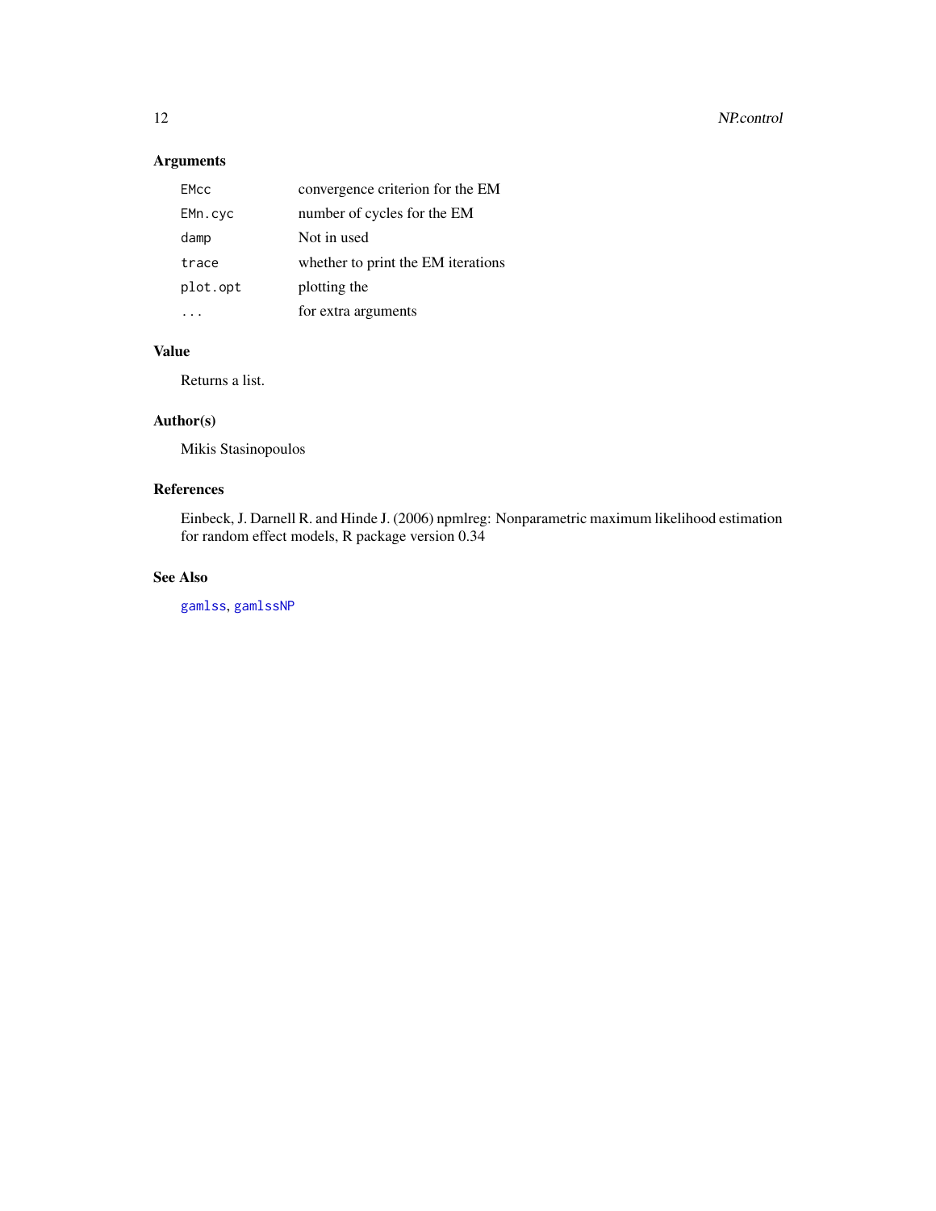## Arguments

| | |
|---|---|
| `EMcc` | convergence criterion for the EM |
| `EMn.cyc` | number of cycles for the EM |
| `damp` | Not in used |
| `trace` | whether to print the EM iterations |
| `plot.opt` | plotting the |
| `...` | for extra arguments |

## Value

Returns a list.

## Author(s)

Mikis Stasinopoulos

## References

Einbeck, J. Darnell R. and Hinde J. (2006) npmlreg: Nonparametric maximum likelihood estimation for random effect models, R package version 0.34

## See Also

`gamlss`, `gamlssNP`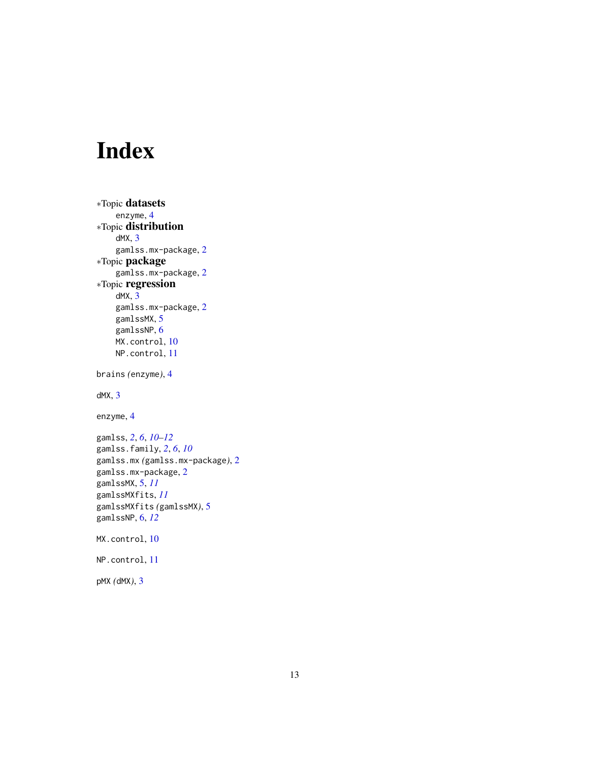# Index

*Topic **datasets**
  enzyme, 4

*Topic **distribution**
  dMX, 3
  gamlss.mx-package, 2

*Topic **package**
  gamlss.mx-package, 2

*Topic **regression**
  dMX, 3
  gamlss.mx-package, 2
  gamlssMX, 5
  gamlssNP, 6
  MX.control, 10
  NP.control, 11

brains *(*enzyme*)*, 4

dMX, 3

enzyme, 4

gamlss, *2*, *6*, *10–12*
gamlss.family, *2*, *6*, *10*
gamlss.mx *(*gamlss.mx-package*)*, 2
gamlss.mx-package, 2
gamlssMX, 5, *11*
gamlssMXfits, *11*
gamlssMXfits *(*gamlssMX*)*, 5
gamlssNP, 6, *12*

MX.control, 10

NP.control, 11

pMX *(*dMX*)*, 3